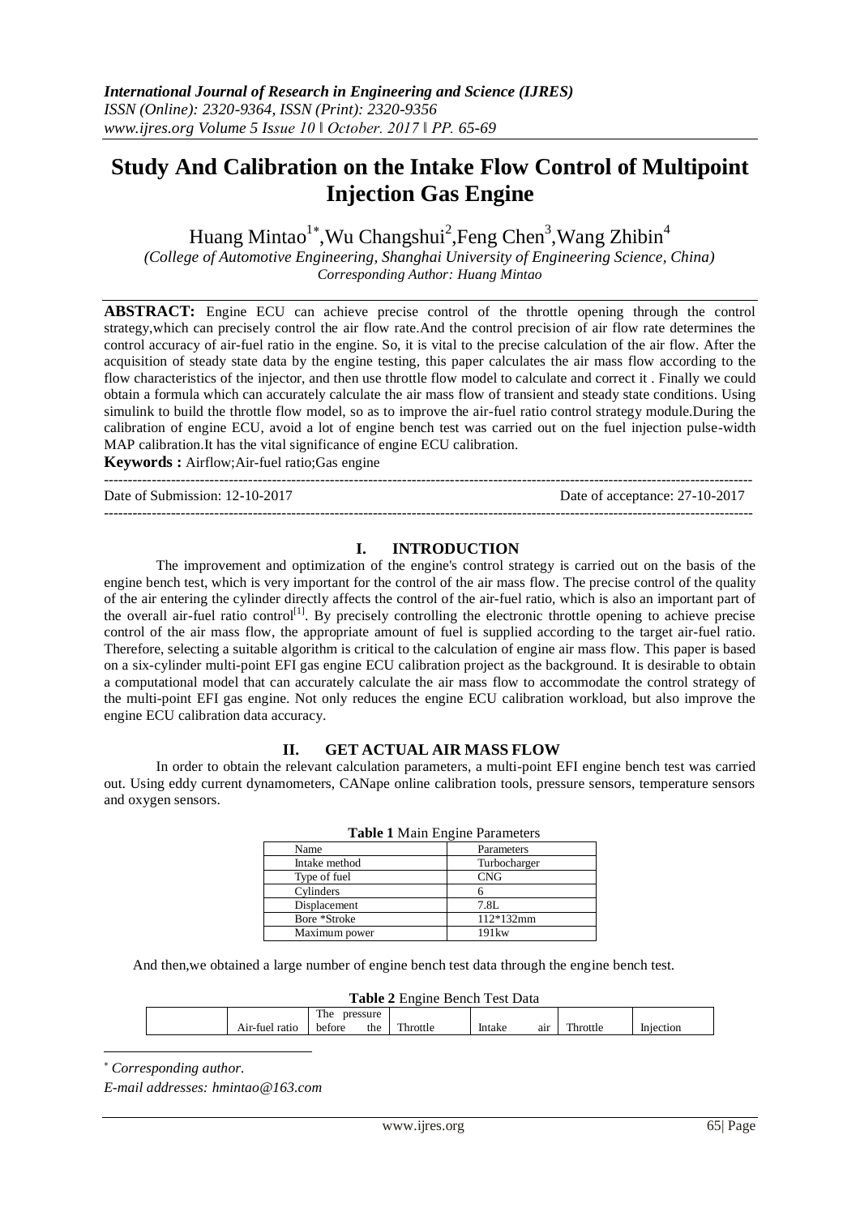# Study And Calibration on the Intake Flow Control of Multipoint Injection Gas Engine

Huang Mintao[1*], Wu Changshui[2], Feng Chen[3], Wang Zhibin[4]

*(College of Automotive Engineering, Shanghai University of Engineering Science, China)*
*Corresponding Author: Huang Mintao*

**ABSTRACT:** Engine ECU can achieve precise control of the throttle opening through the control strategy,which can precisely control the air flow rate.And the control precision of air flow rate determines the control accuracy of air-fuel ratio in the engine. So, it is vital to the precise calculation of the air flow. After the acquisition of steady state data by the engine testing, this paper calculates the air mass flow according to the flow characteristics of the injector, and then use throttle flow model to calculate and correct it . Finally we could obtain a formula which can accurately calculate the air mass flow of transient and steady state conditions. Using simulink to build the throttle flow model, so as to improve the air-fuel ratio control strategy module.During the calibration of engine ECU, avoid a lot of engine bench test was carried out on the fuel injection pulse-width MAP calibration.It has the vital significance of engine ECU calibration.

**Keywords :** Airflow;Air-fuel ratio;Gas engine

Date of Submission: 12-10-2017 Date of acceptance: 27-10-2017

## I. INTRODUCTION

The improvement and optimization of the engine's control strategy is carried out on the basis of the engine bench test, which is very important for the control of the air mass flow. The precise control of the quality of the air entering the cylinder directly affects the control of the air-fuel ratio, which is also an important part of the overall air-fuel ratio control[1]. By precisely controlling the electronic throttle opening to achieve precise control of the air mass flow, the appropriate amount of fuel is supplied according to the target air-fuel ratio. Therefore, selecting a suitable algorithm is critical to the calculation of engine air mass flow. This paper is based on a six-cylinder multi-point EFI gas engine ECU calibration project as the background. It is desirable to obtain a computational model that can accurately calculate the air mass flow to accommodate the control strategy of the multi-point EFI gas engine. Not only reduces the engine ECU calibration workload, but also improve the engine ECU calibration data accuracy.

## II. GET ACTUAL AIR MASS FLOW

In order to obtain the relevant calculation parameters, a multi-point EFI engine bench test was carried out. Using eddy current dynamometers, CANape online calibration tools, pressure sensors, temperature sensors and oxygen sensors.

**Table 1** Main Engine Parameters

| Name | Parameters |
|---|---|
| Intake method | Turbocharger |
| Type of fuel | CNG |
| Cylinders | 6 |
| Displacement | 7.8L |
| Bore *Stroke | 112*132mm |
| Maximum power | 191kw |

And then,we obtained a large number of engine bench test data through the engine bench test.

**Table 2** Engine Bench Test Data

| | Air-fuel ratio | The pressure before the | Throttle | Intake air | Throttle | Injection |
|---|---|---|---|---|---|---|

* *Corresponding author.*

*E-mail addresses: hmintao@163.com*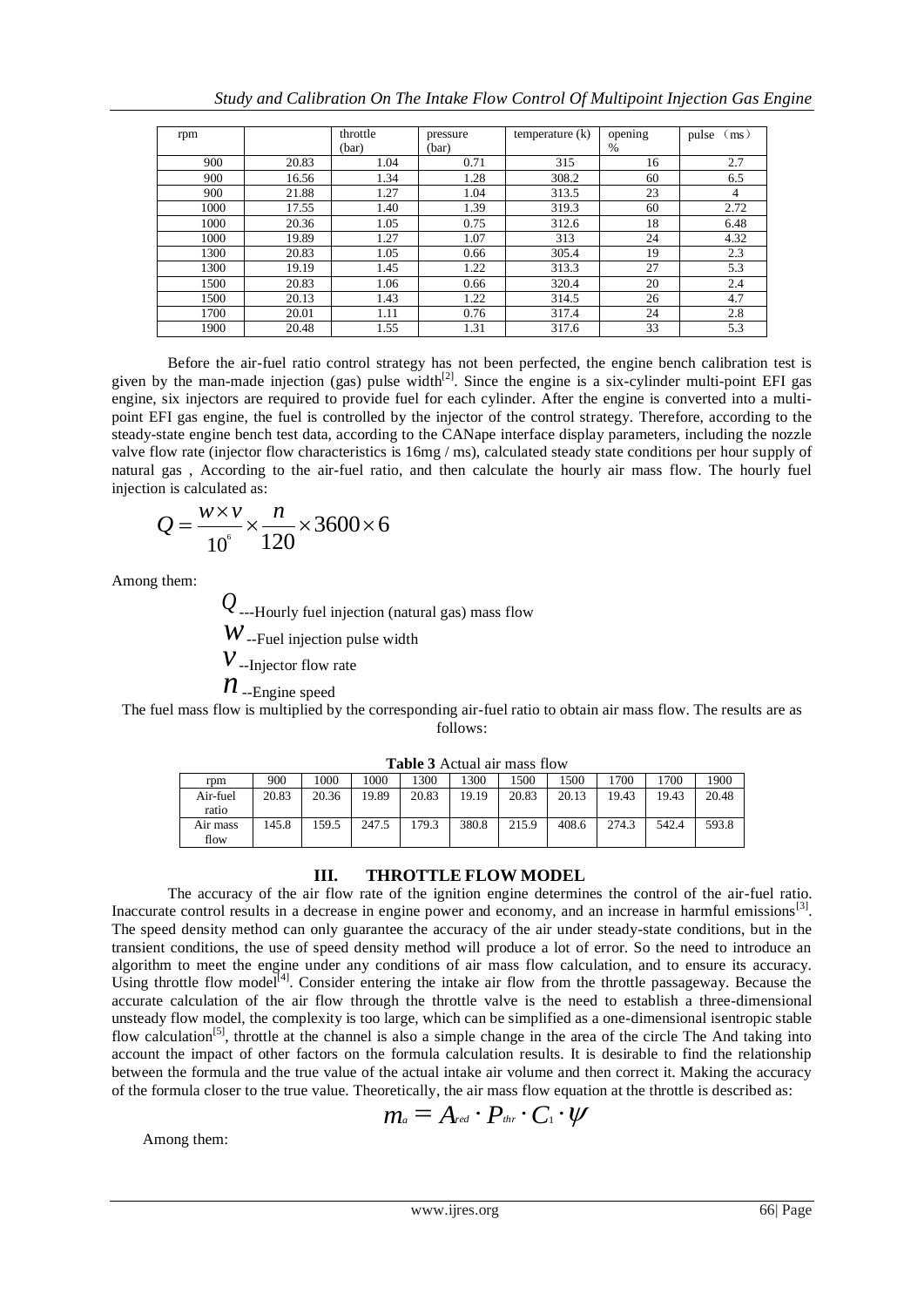| rpm | | throttle (bar) | pressure (bar) | temperature (k) | opening % | pulse （ms） |
|---|---|---|---|---|---|---|
| 900 | 20.83 | 1.04 | 0.71 | 315 | 16 | 2.7 |
| 900 | 16.56 | 1.34 | 1.28 | 308.2 | 60 | 6.5 |
| 900 | 21.88 | 1.27 | 1.04 | 313.5 | 23 | 4 |
| 1000 | 17.55 | 1.40 | 1.39 | 319.3 | 60 | 2.72 |
| 1000 | 20.36 | 1.05 | 0.75 | 312.6 | 18 | 6.48 |
| 1000 | 19.89 | 1.27 | 1.07 | 313 | 24 | 4.32 |
| 1300 | 20.83 | 1.05 | 0.66 | 305.4 | 19 | 2.3 |
| 1300 | 19.19 | 1.45 | 1.22 | 313.3 | 27 | 5.3 |
| 1500 | 20.83 | 1.06 | 0.66 | 320.4 | 20 | 2.4 |
| 1500 | 20.13 | 1.43 | 1.22 | 314.5 | 26 | 4.7 |
| 1700 | 20.01 | 1.11 | 0.76 | 317.4 | 24 | 2.8 |
| 1900 | 20.48 | 1.55 | 1.31 | 317.6 | 33 | 5.3 |

Before the air-fuel ratio control strategy has not been perfected, the engine bench calibration test is given by the man-made injection (gas) pulse width[2]. Since the engine is a six-cylinder multi-point EFI gas engine, six injectors are required to provide fuel for each cylinder. After the engine is converted into a multi-point EFI gas engine, the fuel is controlled by the injector of the control strategy. Therefore, according to the steady-state engine bench test data, according to the CANape interface display parameters, including the nozzle valve flow rate (injector flow characteristics is 16mg / ms), calculated steady state conditions per hour supply of natural gas , According to the air-fuel ratio, and then calculate the hourly air mass flow. The hourly fuel injection is calculated as:

$$Q = \frac{w \times v}{10^{6}} \times \frac{n}{120} \times 3600 \times 6$$

Among them:

$Q$ ---Hourly fuel injection (natural gas) mass flow

$w$ --Fuel injection pulse width

$v$ --Injector flow rate

$n$ --Engine speed

The fuel mass flow is multiplied by the corresponding air-fuel ratio to obtain air mass flow. The results are as follows:

**Table 3** Actual air mass flow

| rpm | 900 | 1000 | 1000 | 1300 | 1300 | 1500 | 1500 | 1700 | 1700 | 1900 |
|---|---|---|---|---|---|---|---|---|---|---|
| Air-fuel ratio | 20.83 | 20.36 | 19.89 | 20.83 | 19.19 | 20.83 | 20.13 | 19.43 | 19.43 | 20.48 |
| Air mass flow | 145.8 | 159.5 | 247.5 | 179.3 | 380.8 | 215.9 | 408.6 | 274.3 | 542.4 | 593.8 |

## III. THROTTLE FLOW MODEL

The accuracy of the air flow rate of the ignition engine determines the control of the air-fuel ratio. Inaccurate control results in a decrease in engine power and economy, and an increase in harmful emissions[3]. The speed density method can only guarantee the accuracy of the air under steady-state conditions, but in the transient conditions, the use of speed density method will produce a lot of error. So the need to introduce an algorithm to meet the engine under any conditions of air mass flow calculation, and to ensure its accuracy. Using throttle flow model[4]. Consider entering the intake air flow from the throttle passageway. Because the accurate calculation of the air flow through the throttle valve is the need to establish a three-dimensional unsteady flow model, the complexity is too large, which can be simplified as a one-dimensional isentropic stable flow calculation[5], throttle at the channel is also a simple change in the area of the circle The And taking into account the impact of other factors on the formula calculation results. It is desirable to find the relationship between the formula and the true value of the actual intake air volume and then correct it. Making the accuracy of the formula closer to the true value. Theoretically, the air mass flow equation at the throttle is described as:

$$m_{a} = A_{red} \cdot P_{thr} \cdot C_{1} \cdot \psi$$

Among them: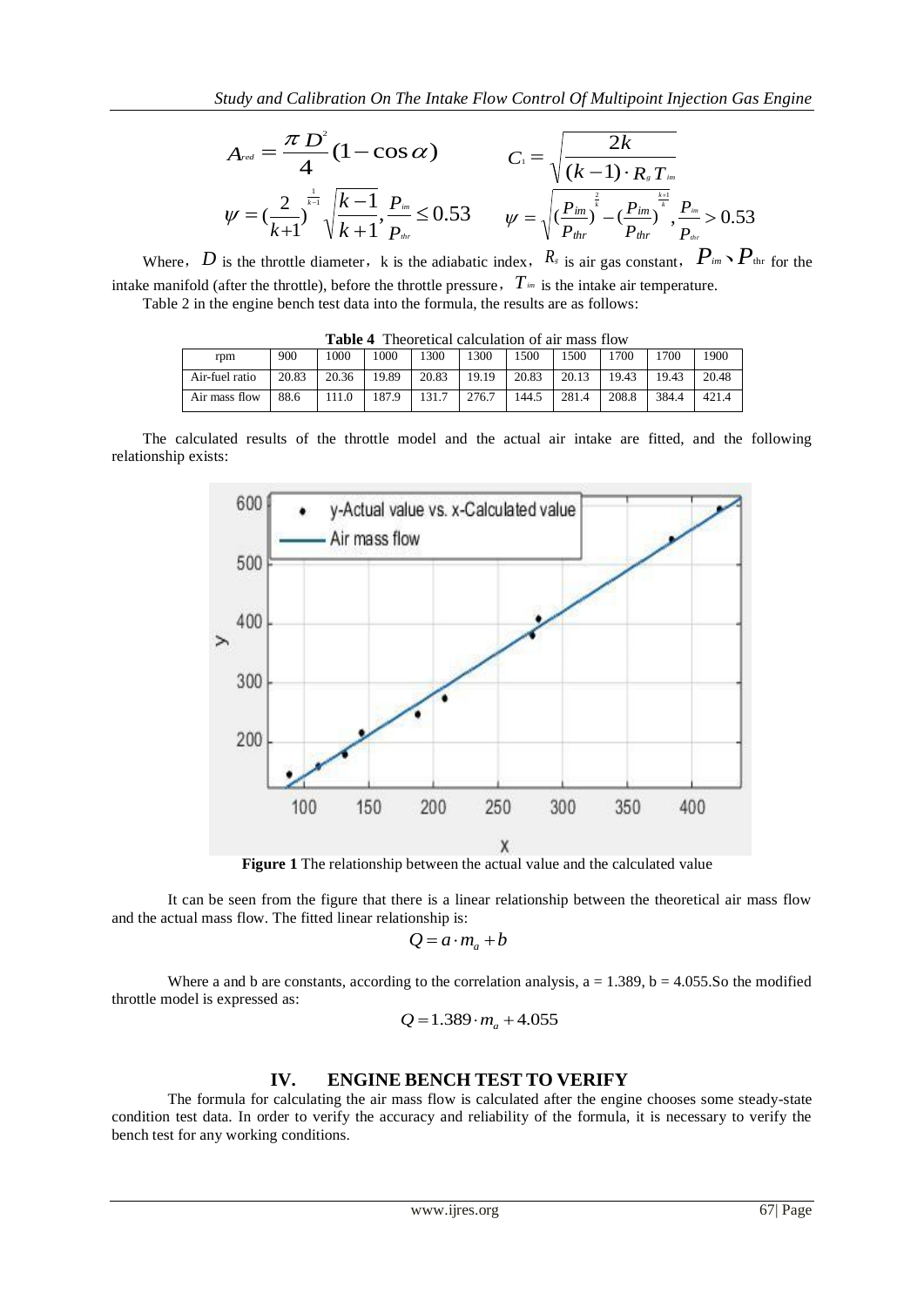$$A_{red} = \frac{\pi D^2}{4}(1-\cos\alpha) \qquad C_1 = \sqrt{\frac{2k}{(k-1)\cdot R_g T_{im}}}$$

$$\psi = (\frac{2}{k+1})^{\frac{1}{k-1}} \sqrt{\frac{k-1}{k+1}}, \frac{P_{im}}{P_{thr}} \le 0.53 \qquad \psi = \sqrt{(\frac{P_{im}}{P_{thr}})^{\frac{2}{k}} - (\frac{P_{im}}{P_{thr}})^{\frac{k+1}{k}}}, \frac{P_{im}}{P_{thr}} > 0.53$$

Where, $D$ is the throttle diameter, k is the adiabatic index, $R_g$ is air gas constant, $P_{im}$、$P_{thr}$ for the intake manifold (after the throttle), before the throttle pressure, $T_{im}$ is the intake air temperature.

Table 2 in the engine bench test data into the formula, the results are as follows:

**Table 4** Theoretical calculation of air mass flow

| rpm | 900 | 1000 | 1000 | 1300 | 1300 | 1500 | 1500 | 1700 | 1700 | 1900 |
|---|---|---|---|---|---|---|---|---|---|---|
| Air-fuel ratio | 20.83 | 20.36 | 19.89 | 20.83 | 19.19 | 20.83 | 20.13 | 19.43 | 19.43 | 20.48 |
| Air mass flow | 88.6 | 111.0 | 187.9 | 131.7 | 276.7 | 144.5 | 281.4 | 208.8 | 384.4 | 421.4 |

The calculated results of the throttle model and the actual air intake are fitted, and the following relationship exists:

**Figure 1** The relationship between the actual value and the calculated value

It can be seen from the figure that there is a linear relationship between the theoretical air mass flow and the actual mass flow. The fitted linear relationship is:

$$Q = a \cdot m_a + b$$

Where a and b are constants, according to the correlation analysis, a = 1.389, b = 4.055.So the modified throttle model is expressed as:

$$Q = 1.389 \cdot m_a + 4.055$$

## IV. ENGINE BENCH TEST TO VERIFY

The formula for calculating the air mass flow is calculated after the engine chooses some steady-state condition test data. In order to verify the accuracy and reliability of the formula, it is necessary to verify the bench test for any working conditions.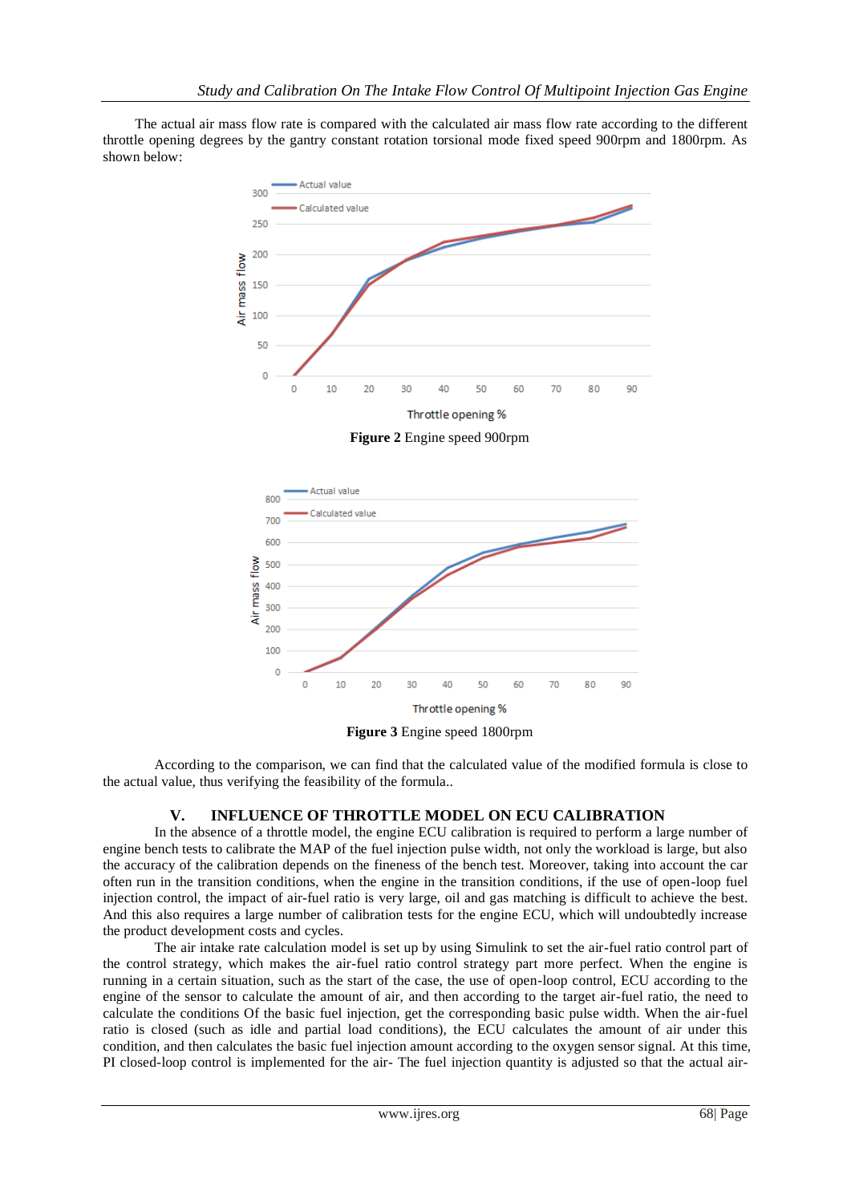The actual air mass flow rate is compared with the calculated air mass flow rate according to the different throttle opening degrees by the gantry constant rotation torsional mode fixed speed 900rpm and 1800rpm. As shown below:

**Figure 2** Engine speed 900rpm

**Figure 3** Engine speed 1800rpm

According to the comparison, we can find that the calculated value of the modified formula is close to the actual value, thus verifying the feasibility of the formula..

## V. INFLUENCE OF THROTTLE MODEL ON ECU CALIBRATION

In the absence of a throttle model, the engine ECU calibration is required to perform a large number of engine bench tests to calibrate the MAP of the fuel injection pulse width, not only the workload is large, but also the accuracy of the calibration depends on the fineness of the bench test. Moreover, taking into account the car often run in the transition conditions, when the engine in the transition conditions, if the use of open-loop fuel injection control, the impact of air-fuel ratio is very large, oil and gas matching is difficult to achieve the best. And this also requires a large number of calibration tests for the engine ECU, which will undoubtedly increase the product development costs and cycles.

The air intake rate calculation model is set up by using Simulink to set the air-fuel ratio control part of the control strategy, which makes the air-fuel ratio control strategy part more perfect. When the engine is running in a certain situation, such as the start of the case, the use of open-loop control, ECU according to the engine of the sensor to calculate the amount of air, and then according to the target air-fuel ratio, the need to calculate the conditions Of the basic fuel injection, get the corresponding basic pulse width. When the air-fuel ratio is closed (such as idle and partial load conditions), the ECU calculates the amount of air under this condition, and then calculates the basic fuel injection amount according to the oxygen sensor signal. At this time, PI closed-loop control is implemented for the air- The fuel injection quantity is adjusted so that the actual air-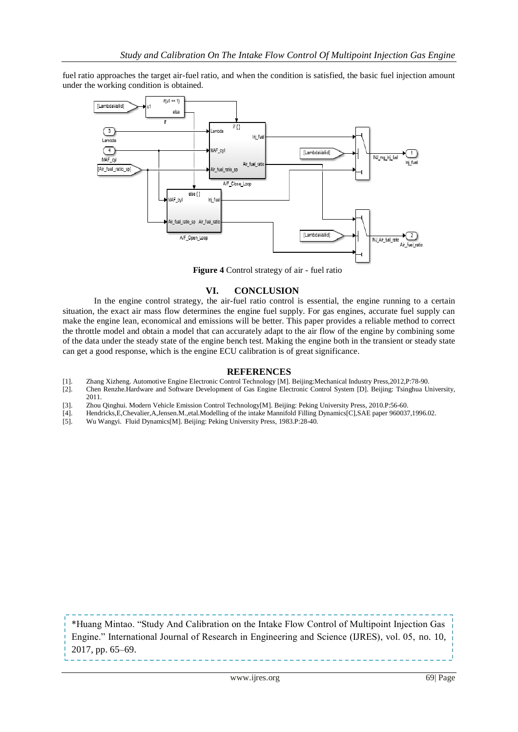fuel ratio approaches the target air-fuel ratio, and when the condition is satisfied, the basic fuel injection amount under the working condition is obtained.

[LambdaValid]
if(u1 == 1)
u1
else
If
3
Lambda
4
MAF_cyl
[Air_fuel_ratio_sp]
if { }
Lambda
Inj_fuel
MAF_cyl
Air_fuel_ratio
Air_fuel_ratio_sp
A/F_Close_Loop
else { }
MAF_cyl
Inj_fuel
Air_fuel_ratio_sp
Air_fuel_ratio
A/F_Open_Loop
[LambdaValid]
INJ_mg_Inj_fuel
1
Inj_fuel
[LambdaValid]
INJ_Air_fuel_ratio
2
Air_fuel_ratio

**Figure 4** Control strategy of air - fuel ratio

## VI. CONCLUSION

In the engine control strategy, the air-fuel ratio control is essential, the engine running to a certain situation, the exact air mass flow determines the engine fuel supply. For gas engines, accurate fuel supply can make the engine lean, economical and emissions will be better. This paper provides a reliable method to correct the throttle model and obtain a model that can accurately adapt to the air flow of the engine by combining some of the data under the steady state of the engine bench test. Making the engine both in the transient or steady state can get a good response, which is the engine ECU calibration is of great significance.

## REFERENCES

[1]. Zhang Xizheng. Automotive Engine Electronic Control Technology [M]. Beijing:Mechanical Industry Press,2012,P:78-90.

[2]. Chen Renzhe.Hardware and Software Development of Gas Engine Electronic Control System [D]. Beijing: Tsinghua University, 2011.

[3]. Zhou Qinghui. Modern Vehicle Emission Control Technology[M]. Beijing: Peking University Press, 2010.P:56-60.

[4]. Hendricks,E,Chevalier,A,Jensen.M.,etal.Modelling of the intake Mannifold Filling Dynamics[C],SAE paper 960037,1996.02.

[5]. Wu Wangyi. Fluid Dynamics[M]. Beijing: Peking University Press, 1983.P:28-40.

*Huang Mintao. "Study And Calibration on the Intake Flow Control of Multipoint Injection Gas Engine." International Journal of Research in Engineering and Science (IJRES), vol. 05, no. 10, 2017, pp. 65–69.